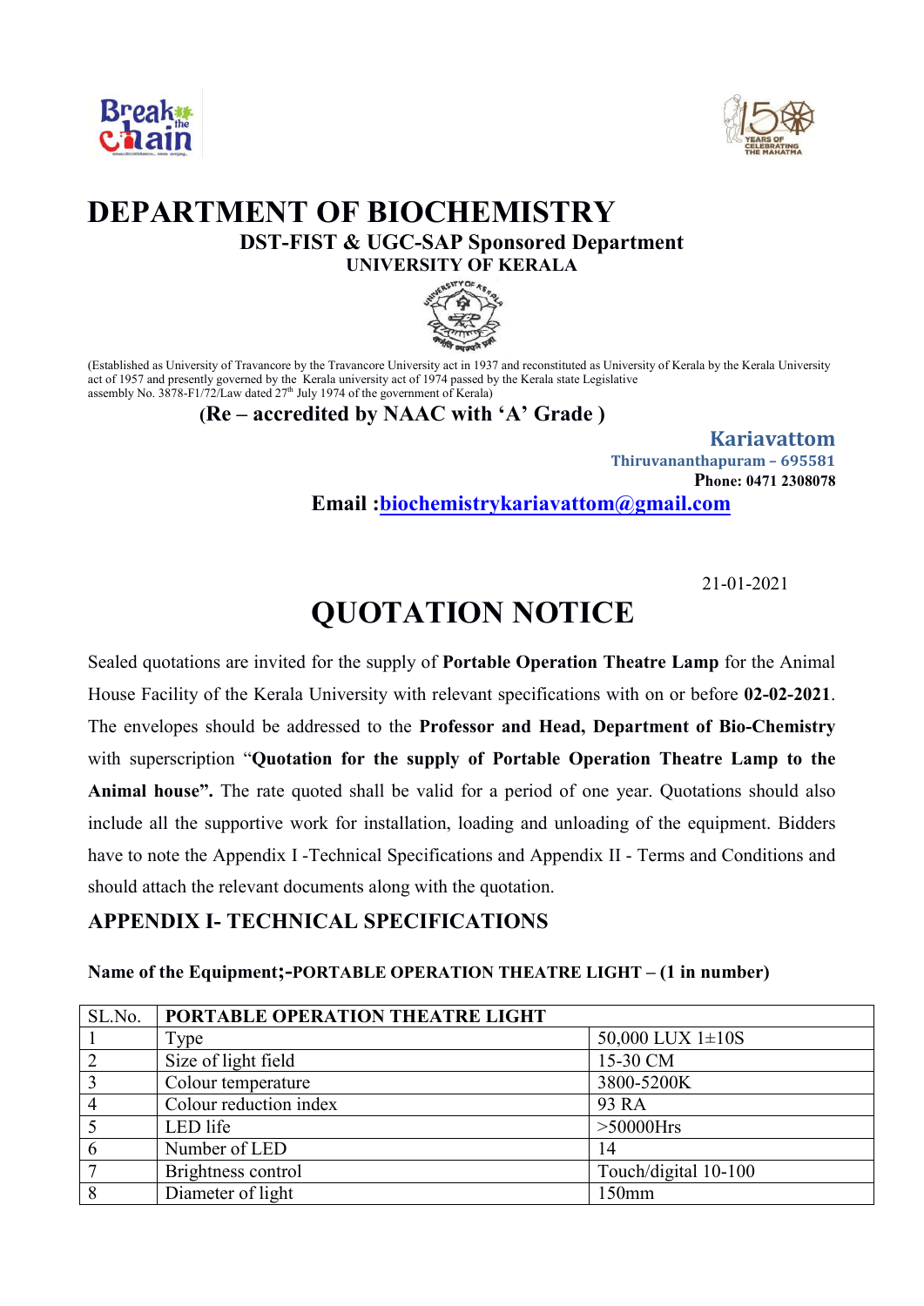# DEPARTMENT OF BIOCHEMISTRY

**DST-FIST & UGC-SAP Sponsored Department**

**UNIVERSITY OF KERALA**

(Established as University of Travancore by the Travancore University act in 1937 and reconstituted as University of Kerala by the Kerala University act of 1957 and presently governed by the Kerala university act of 1974 passed by the Kerala state Legislative assembly No. 3878-F1/72/Law dated 27th July 1974 of the government of Kerala)

**(Re – accredited by NAAC with 'A' Grade )**

**Kariavattom**
**Thiruvananthapuram – 695581**
**Phone: 0471 2308078**

**Email :biochemistrykariavattom@gmail.com**

21-01-2021

# QUOTATION NOTICE

Sealed quotations are invited for the supply of **Portable Operation Theatre Lamp** for the Animal House Facility of the Kerala University with relevant specifications with on or before **02-02-2021**. The envelopes should be addressed to the **Professor and Head, Department of Bio-Chemistry** with superscription "**Quotation for the supply of Portable Operation Theatre Lamp to the Animal house".** The rate quoted shall be valid for a period of one year. Quotations should also include all the supportive work for installation, loading and unloading of the equipment. Bidders have to note the Appendix I -Technical Specifications and Appendix II - Terms and Conditions and should attach the relevant documents along with the quotation.

## APPENDIX I- TECHNICAL SPECIFICATIONS

**Name of the Equipment;-PORTABLE OPERATION THEATRE LIGHT – (1 in number)**

| SL.No. | PORTABLE OPERATION THEATRE LIGHT | |
|---|---|---|
| 1 | Type | 50,000 LUX 1±10S |
| 2 | Size of light field | 15-30 CM |
| 3 | Colour temperature | 3800-5200K |
| 4 | Colour reduction index | 93 RA |
| 5 | LED life | >50000Hrs |
| 6 | Number of LED | 14 |
| 7 | Brightness control | Touch/digital 10-100 |
| 8 | Diameter of light | 150mm |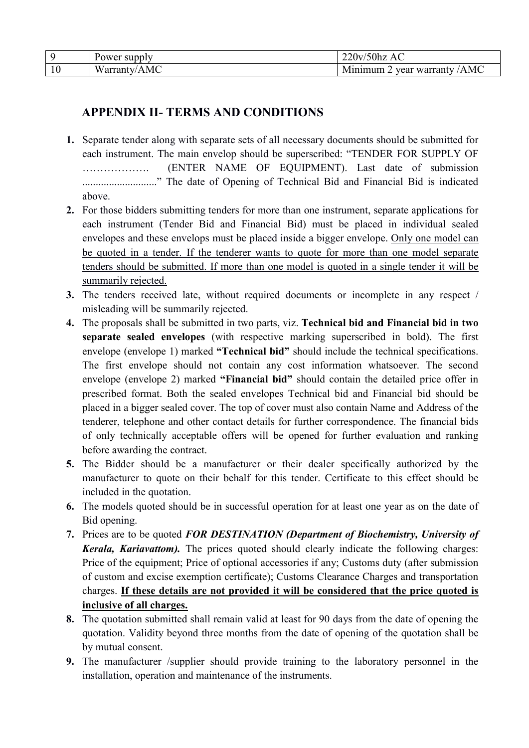| 9 | Power supply | 220v/50hz AC |
|---|---|---|
| 10 | Warranty/AMC | Minimum 2 year warranty /AMC |

## APPENDIX II- TERMS AND CONDITIONS

1. Separate tender along with separate sets of all necessary documents should be submitted for each instrument. The main envelop should be superscribed: "TENDER FOR SUPPLY OF ………………. (ENTER NAME OF EQUIPMENT). Last date of submission ..........................." The date of Opening of Technical Bid and Financial Bid is indicated above.
2. For those bidders submitting tenders for more than one instrument, separate applications for each instrument (Tender Bid and Financial Bid) must be placed in individual sealed envelopes and these envelops must be placed inside a bigger envelope. <u>Only one model can be quoted in a tender. If the tenderer wants to quote for more than one model separate tenders should be submitted. If more than one model is quoted in a single tender it will be summarily rejected.</u>
3. The tenders received late, without required documents or incomplete in any respect / misleading will be summarily rejected.
4. The proposals shall be submitted in two parts, viz. **Technical bid and Financial bid in two separate sealed envelopes** (with respective marking superscribed in bold). The first envelope (envelope 1) marked **"Technical bid"** should include the technical specifications. The first envelope should not contain any cost information whatsoever. The second envelope (envelope 2) marked **"Financial bid"** should contain the detailed price offer in prescribed format. Both the sealed envelopes Technical bid and Financial bid should be placed in a bigger sealed cover. The top of cover must also contain Name and Address of the tenderer, telephone and other contact details for further correspondence. The financial bids of only technically acceptable offers will be opened for further evaluation and ranking before awarding the contract.
5. The Bidder should be a manufacturer or their dealer specifically authorized by the manufacturer to quote on their behalf for this tender. Certificate to this effect should be included in the quotation.
6. The models quoted should be in successful operation for at least one year as on the date of Bid opening.
7. Prices are to be quoted ***FOR DESTINATION (Department of Biochemistry, University of Kerala, Kariavattom).*** The prices quoted should clearly indicate the following charges: Price of the equipment; Price of optional accessories if any; Customs duty (after submission of custom and excise exemption certificate); Customs Clearance Charges and transportation charges. **<u>If these details are not provided it will be considered that the price quoted is inclusive of all charges.</u>**
8. The quotation submitted shall remain valid at least for 90 days from the date of opening the quotation. Validity beyond three months from the date of opening of the quotation shall be by mutual consent.
9. The manufacturer /supplier should provide training to the laboratory personnel in the installation, operation and maintenance of the instruments.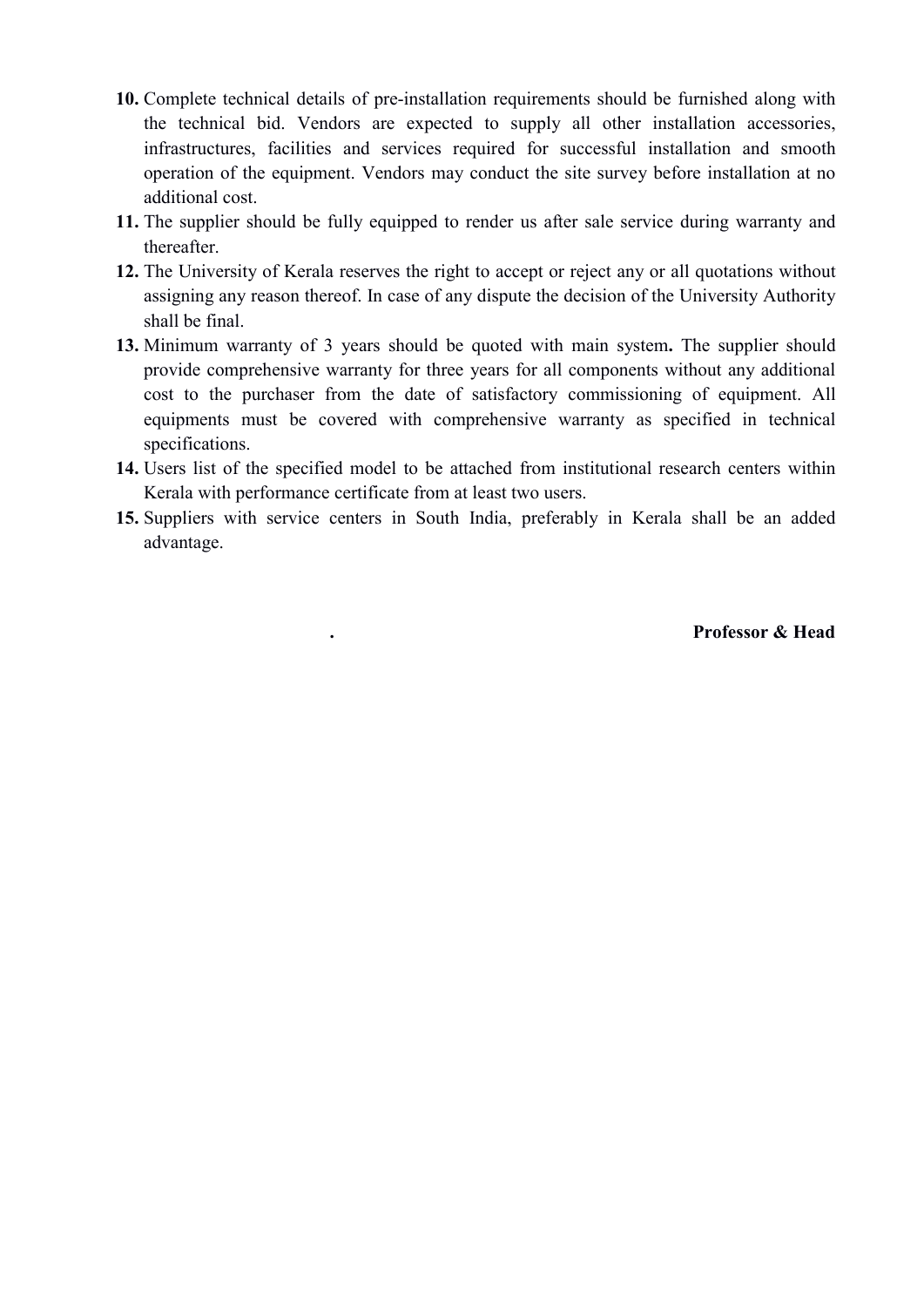10. Complete technical details of pre-installation requirements should be furnished along with the technical bid. Vendors are expected to supply all other installation accessories, infrastructures, facilities and services required for successful installation and smooth operation of the equipment. Vendors may conduct the site survey before installation at no additional cost.
11. The supplier should be fully equipped to render us after sale service during warranty and thereafter.
12. The University of Kerala reserves the right to accept or reject any or all quotations without assigning any reason thereof. In case of any dispute the decision of the University Authority shall be final.
13. Minimum warranty of 3 years should be quoted with main system**.** The supplier should provide comprehensive warranty for three years for all components without any additional cost to the purchaser from the date of satisfactory commissioning of equipment. All equipments must be covered with comprehensive warranty as specified in technical specifications.
14. Users list of the specified model to be attached from institutional research centers within Kerala with performance certificate from at least two users.
15. Suppliers with service centers in South India, preferably in Kerala shall be an added advantage.

. **Professor & Head**